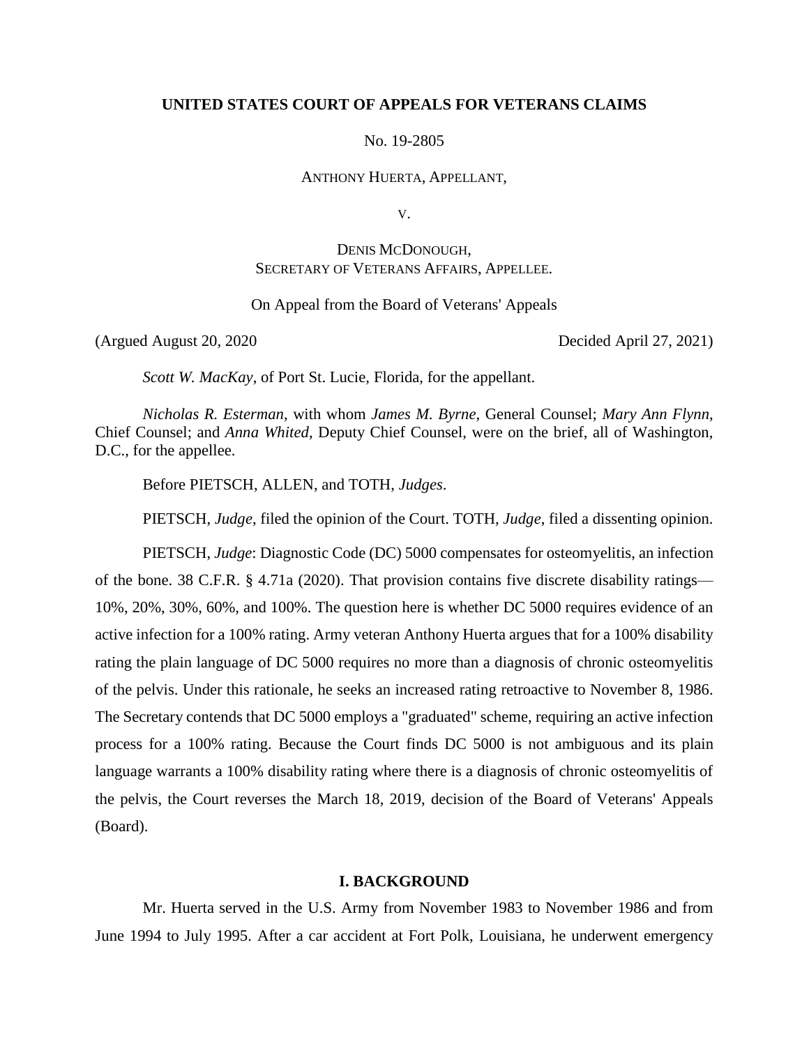**UNITED STATES COURT OF APPEALS FOR VETERANS CLAIMS**

No. 19-2805

ANTHONY HUERTA, APPELLANT,

V.

DENIS MCDONOUGH,
SECRETARY OF VETERANS AFFAIRS, APPELLEE.

On Appeal from the Board of Veterans' Appeals

(Argued August 20, 2020 Decided April 27, 2021)

*Scott W. MacKay*, of Port St. Lucie, Florida, for the appellant.

*Nicholas R. Esterman*, with whom *James M. Byrne*, General Counsel; *Mary Ann Flynn*, Chief Counsel; and *Anna Whited*, Deputy Chief Counsel, were on the brief, all of Washington, D.C., for the appellee.

Before PIETSCH, ALLEN, and TOTH, *Judges*.

PIETSCH, *Judge*, filed the opinion of the Court. TOTH, *Judge*, filed a dissenting opinion.

PIETSCH, *Judge*: Diagnostic Code (DC) 5000 compensates for osteomyelitis, an infection of the bone. 38 C.F.R. § 4.71a (2020). That provision contains five discrete disability ratings—10%, 20%, 30%, 60%, and 100%. The question here is whether DC 5000 requires evidence of an active infection for a 100% rating. Army veteran Anthony Huerta argues that for a 100% disability rating the plain language of DC 5000 requires no more than a diagnosis of chronic osteomyelitis of the pelvis. Under this rationale, he seeks an increased rating retroactive to November 8, 1986. The Secretary contends that DC 5000 employs a "graduated" scheme, requiring an active infection process for a 100% rating. Because the Court finds DC 5000 is not ambiguous and its plain language warrants a 100% disability rating where there is a diagnosis of chronic osteomyelitis of the pelvis, the Court reverses the March 18, 2019, decision of the Board of Veterans' Appeals (Board).

## I. BACKGROUND

Mr. Huerta served in the U.S. Army from November 1983 to November 1986 and from June 1994 to July 1995. After a car accident at Fort Polk, Louisiana, he underwent emergency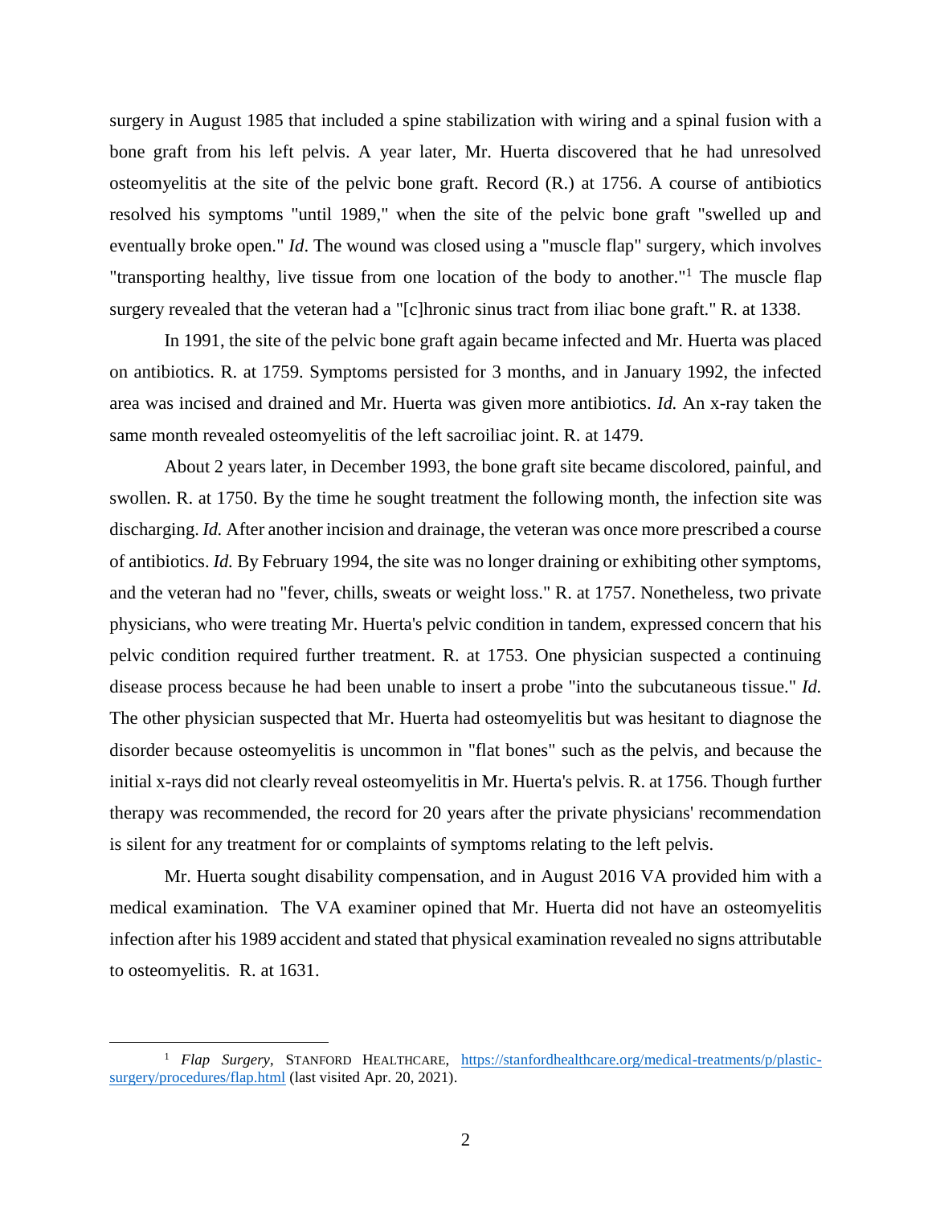surgery in August 1985 that included a spine stabilization with wiring and a spinal fusion with a bone graft from his left pelvis. A year later, Mr. Huerta discovered that he had unresolved osteomyelitis at the site of the pelvic bone graft. Record (R.) at 1756. A course of antibiotics resolved his symptoms "until 1989," when the site of the pelvic bone graft "swelled up and eventually broke open." *Id*. The wound was closed using a "muscle flap" surgery, which involves "transporting healthy, live tissue from one location of the body to another."[1] The muscle flap surgery revealed that the veteran had a "[c]hronic sinus tract from iliac bone graft." R. at 1338.

In 1991, the site of the pelvic bone graft again became infected and Mr. Huerta was placed on antibiotics. R. at 1759. Symptoms persisted for 3 months, and in January 1992, the infected area was incised and drained and Mr. Huerta was given more antibiotics. *Id.* An x-ray taken the same month revealed osteomyelitis of the left sacroiliac joint. R. at 1479.

About 2 years later, in December 1993, the bone graft site became discolored, painful, and swollen. R. at 1750. By the time he sought treatment the following month, the infection site was discharging. *Id.* After another incision and drainage, the veteran was once more prescribed a course of antibiotics. *Id.* By February 1994, the site was no longer draining or exhibiting other symptoms, and the veteran had no "fever, chills, sweats or weight loss." R. at 1757. Nonetheless, two private physicians, who were treating Mr. Huerta's pelvic condition in tandem, expressed concern that his pelvic condition required further treatment. R. at 1753. One physician suspected a continuing disease process because he had been unable to insert a probe "into the subcutaneous tissue." *Id.* The other physician suspected that Mr. Huerta had osteomyelitis but was hesitant to diagnose the disorder because osteomyelitis is uncommon in "flat bones" such as the pelvis, and because the initial x-rays did not clearly reveal osteomyelitis in Mr. Huerta's pelvis. R. at 1756. Though further therapy was recommended, the record for 20 years after the private physicians' recommendation is silent for any treatment for or complaints of symptoms relating to the left pelvis.

Mr. Huerta sought disability compensation, and in August 2016 VA provided him with a medical examination. The VA examiner opined that Mr. Huerta did not have an osteomyelitis infection after his 1989 accident and stated that physical examination revealed no signs attributable to osteomyelitis. R. at 1631.

---

[1] *Flap Surgery*, STANFORD HEALTHCARE, https://stanfordhealthcare.org/medical-treatments/p/plastic-surgery/procedures/flap.html (last visited Apr. 20, 2021).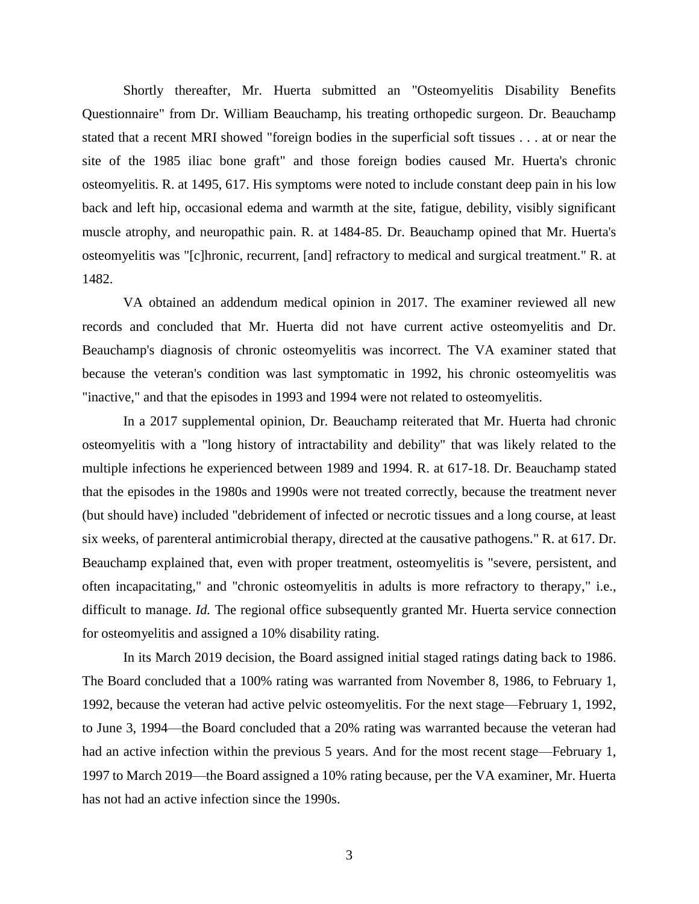Shortly thereafter, Mr. Huerta submitted an "Osteomyelitis Disability Benefits Questionnaire" from Dr. William Beauchamp, his treating orthopedic surgeon. Dr. Beauchamp stated that a recent MRI showed "foreign bodies in the superficial soft tissues . . . at or near the site of the 1985 iliac bone graft" and those foreign bodies caused Mr. Huerta's chronic osteomyelitis. R. at 1495, 617. His symptoms were noted to include constant deep pain in his low back and left hip, occasional edema and warmth at the site, fatigue, debility, visibly significant muscle atrophy, and neuropathic pain. R. at 1484-85. Dr. Beauchamp opined that Mr. Huerta's osteomyelitis was "[c]hronic, recurrent, [and] refractory to medical and surgical treatment." R. at 1482.

VA obtained an addendum medical opinion in 2017. The examiner reviewed all new records and concluded that Mr. Huerta did not have current active osteomyelitis and Dr. Beauchamp's diagnosis of chronic osteomyelitis was incorrect. The VA examiner stated that because the veteran's condition was last symptomatic in 1992, his chronic osteomyelitis was "inactive," and that the episodes in 1993 and 1994 were not related to osteomyelitis.

In a 2017 supplemental opinion, Dr. Beauchamp reiterated that Mr. Huerta had chronic osteomyelitis with a "long history of intractability and debility" that was likely related to the multiple infections he experienced between 1989 and 1994. R. at 617-18. Dr. Beauchamp stated that the episodes in the 1980s and 1990s were not treated correctly, because the treatment never (but should have) included "debridement of infected or necrotic tissues and a long course, at least six weeks, of parenteral antimicrobial therapy, directed at the causative pathogens." R. at 617. Dr. Beauchamp explained that, even with proper treatment, osteomyelitis is "severe, persistent, and often incapacitating," and "chronic osteomyelitis in adults is more refractory to therapy," i.e., difficult to manage. *Id.* The regional office subsequently granted Mr. Huerta service connection for osteomyelitis and assigned a 10% disability rating.

In its March 2019 decision, the Board assigned initial staged ratings dating back to 1986. The Board concluded that a 100% rating was warranted from November 8, 1986, to February 1, 1992, because the veteran had active pelvic osteomyelitis. For the next stage—February 1, 1992, to June 3, 1994—the Board concluded that a 20% rating was warranted because the veteran had had an active infection within the previous 5 years. And for the most recent stage—February 1, 1997 to March 2019—the Board assigned a 10% rating because, per the VA examiner, Mr. Huerta has not had an active infection since the 1990s.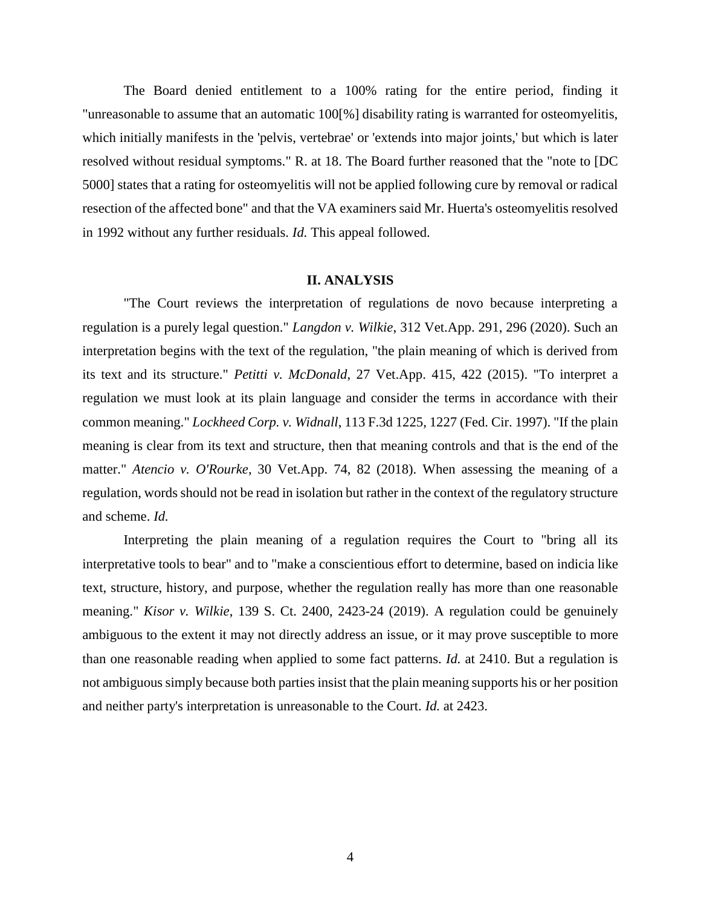The Board denied entitlement to a 100% rating for the entire period, finding it "unreasonable to assume that an automatic 100[%] disability rating is warranted for osteomyelitis, which initially manifests in the 'pelvis, vertebrae' or 'extends into major joints,' but which is later resolved without residual symptoms." R. at 18. The Board further reasoned that the "note to [DC 5000] states that a rating for osteomyelitis will not be applied following cure by removal or radical resection of the affected bone" and that the VA examiners said Mr. Huerta's osteomyelitis resolved in 1992 without any further residuals. *Id.* This appeal followed.

## II. ANALYSIS

"The Court reviews the interpretation of regulations de novo because interpreting a regulation is a purely legal question." *Langdon v. Wilkie*, 312 Vet.App. 291, 296 (2020). Such an interpretation begins with the text of the regulation, "the plain meaning of which is derived from its text and its structure." *Petitti v. McDonald*, 27 Vet.App. 415, 422 (2015). "To interpret a regulation we must look at its plain language and consider the terms in accordance with their common meaning." *Lockheed Corp. v. Widnall*, 113 F.3d 1225, 1227 (Fed. Cir. 1997). "If the plain meaning is clear from its text and structure, then that meaning controls and that is the end of the matter." *Atencio v. O'Rourke*, 30 Vet.App. 74, 82 (2018). When assessing the meaning of a regulation, words should not be read in isolation but rather in the context of the regulatory structure and scheme. *Id.*

Interpreting the plain meaning of a regulation requires the Court to "bring all its interpretative tools to bear" and to "make a conscientious effort to determine, based on indicia like text, structure, history, and purpose, whether the regulation really has more than one reasonable meaning." *Kisor v. Wilkie*, 139 S. Ct. 2400, 2423-24 (2019). A regulation could be genuinely ambiguous to the extent it may not directly address an issue, or it may prove susceptible to more than one reasonable reading when applied to some fact patterns. *Id.* at 2410. But a regulation is not ambiguous simply because both parties insist that the plain meaning supports his or her position and neither party's interpretation is unreasonable to the Court. *Id.* at 2423.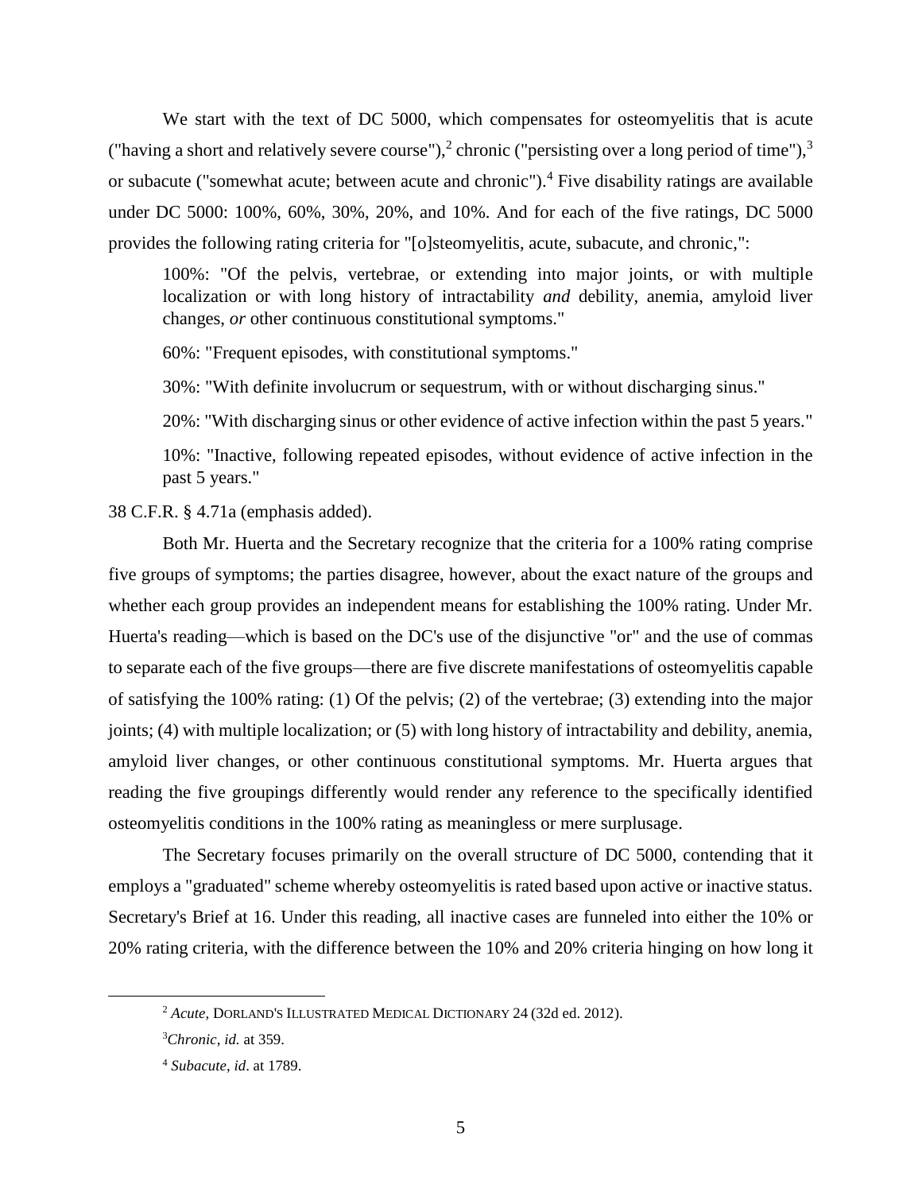We start with the text of DC 5000, which compensates for osteomyelitis that is acute ("having a short and relatively severe course"),[2] chronic ("persisting over a long period of time"),[3] or subacute ("somewhat acute; between acute and chronic").[4] Five disability ratings are available under DC 5000: 100%, 60%, 30%, 20%, and 10%. And for each of the five ratings, DC 5000 provides the following rating criteria for "[o]steomyelitis, acute, subacute, and chronic,":

> 100%: "Of the pelvis, vertebrae, or extending into major joints, or with multiple localization or with long history of intractability *and* debility, anemia, amyloid liver changes, *or* other continuous constitutional symptoms."
>
> 60%: "Frequent episodes, with constitutional symptoms."
>
> 30%: "With definite involucrum or sequestrum, with or without discharging sinus."
>
> 20%: "With discharging sinus or other evidence of active infection within the past 5 years."
>
> 10%: "Inactive, following repeated episodes, without evidence of active infection in the past 5 years."

38 C.F.R. § 4.71a (emphasis added).

Both Mr. Huerta and the Secretary recognize that the criteria for a 100% rating comprise five groups of symptoms; the parties disagree, however, about the exact nature of the groups and whether each group provides an independent means for establishing the 100% rating. Under Mr. Huerta's reading—which is based on the DC's use of the disjunctive "or" and the use of commas to separate each of the five groups—there are five discrete manifestations of osteomyelitis capable of satisfying the 100% rating: (1) Of the pelvis; (2) of the vertebrae; (3) extending into the major joints; (4) with multiple localization; or (5) with long history of intractability and debility, anemia, amyloid liver changes, or other continuous constitutional symptoms. Mr. Huerta argues that reading the five groupings differently would render any reference to the specifically identified osteomyelitis conditions in the 100% rating as meaningless or mere surplusage.

The Secretary focuses primarily on the overall structure of DC 5000, contending that it employs a "graduated" scheme whereby osteomyelitis is rated based upon active or inactive status. Secretary's Brief at 16. Under this reading, all inactive cases are funneled into either the 10% or 20% rating criteria, with the difference between the 10% and 20% criteria hinging on how long it

---

[2] *Acute*, DORLAND'S ILLUSTRATED MEDICAL DICTIONARY 24 (32d ed. 2012).

[3] *Chronic*, *id.* at 359.

[4] *Subacute*, *id*. at 1789.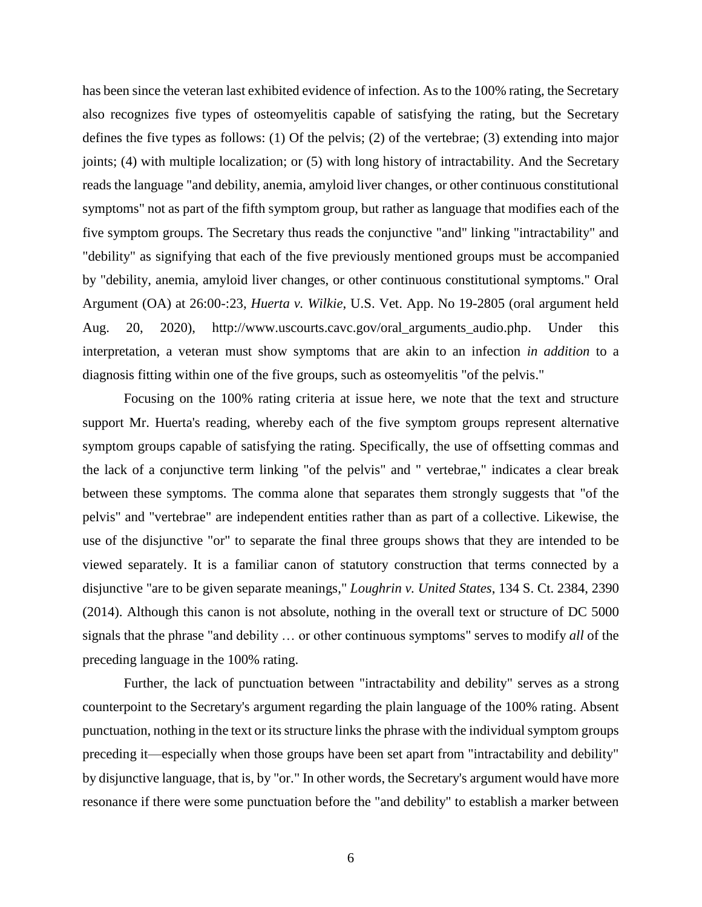has been since the veteran last exhibited evidence of infection. As to the 100% rating, the Secretary also recognizes five types of osteomyelitis capable of satisfying the rating, but the Secretary defines the five types as follows: (1) Of the pelvis; (2) of the vertebrae; (3) extending into major joints; (4) with multiple localization; or (5) with long history of intractability. And the Secretary reads the language "and debility, anemia, amyloid liver changes, or other continuous constitutional symptoms" not as part of the fifth symptom group, but rather as language that modifies each of the five symptom groups. The Secretary thus reads the conjunctive "and" linking "intractability" and "debility" as signifying that each of the five previously mentioned groups must be accompanied by "debility, anemia, amyloid liver changes, or other continuous constitutional symptoms." Oral Argument (OA) at 26:00-:23, *Huerta v. Wilkie*, U.S. Vet. App. No 19-2805 (oral argument held Aug. 20, 2020), http://www.uscourts.cavc.gov/oral_arguments_audio.php. Under this interpretation, a veteran must show symptoms that are akin to an infection *in addition* to a diagnosis fitting within one of the five groups, such as osteomyelitis "of the pelvis."

Focusing on the 100% rating criteria at issue here, we note that the text and structure support Mr. Huerta's reading, whereby each of the five symptom groups represent alternative symptom groups capable of satisfying the rating. Specifically, the use of offsetting commas and the lack of a conjunctive term linking "of the pelvis" and " vertebrae," indicates a clear break between these symptoms. The comma alone that separates them strongly suggests that "of the pelvis" and "vertebrae" are independent entities rather than as part of a collective. Likewise, the use of the disjunctive "or" to separate the final three groups shows that they are intended to be viewed separately. It is a familiar canon of statutory construction that terms connected by a disjunctive "are to be given separate meanings," *Loughrin v. United States*, 134 S. Ct. 2384, 2390 (2014). Although this canon is not absolute, nothing in the overall text or structure of DC 5000 signals that the phrase "and debility … or other continuous symptoms" serves to modify *all* of the preceding language in the 100% rating.

Further, the lack of punctuation between "intractability and debility" serves as a strong counterpoint to the Secretary's argument regarding the plain language of the 100% rating. Absent punctuation, nothing in the text or its structure links the phrase with the individual symptom groups preceding it—especially when those groups have been set apart from "intractability and debility" by disjunctive language, that is, by "or." In other words, the Secretary's argument would have more resonance if there were some punctuation before the "and debility" to establish a marker between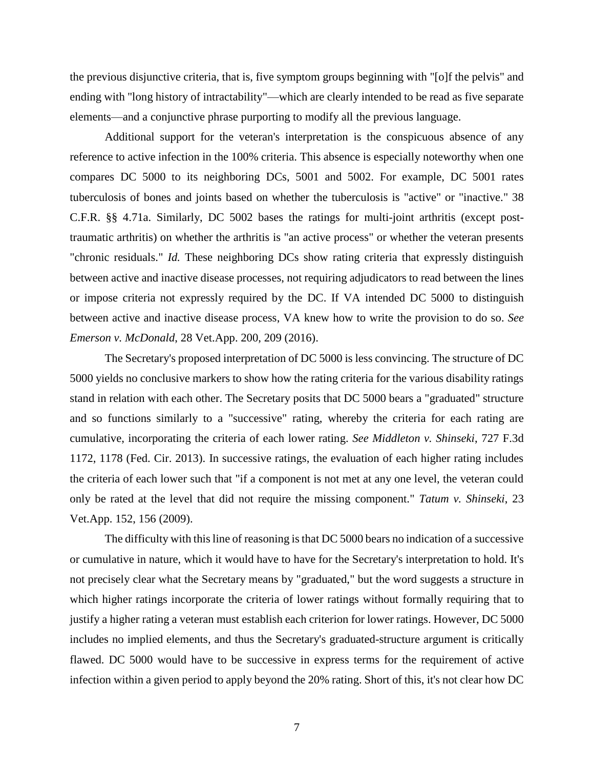the previous disjunctive criteria, that is, five symptom groups beginning with "[o]f the pelvis" and ending with "long history of intractability"—which are clearly intended to be read as five separate elements—and a conjunctive phrase purporting to modify all the previous language.

Additional support for the veteran's interpretation is the conspicuous absence of any reference to active infection in the 100% criteria. This absence is especially noteworthy when one compares DC 5000 to its neighboring DCs, 5001 and 5002. For example, DC 5001 rates tuberculosis of bones and joints based on whether the tuberculosis is "active" or "inactive." 38 C.F.R. §§ 4.71a. Similarly, DC 5002 bases the ratings for multi-joint arthritis (except post-traumatic arthritis) on whether the arthritis is "an active process" or whether the veteran presents "chronic residuals." *Id.* These neighboring DCs show rating criteria that expressly distinguish between active and inactive disease processes, not requiring adjudicators to read between the lines or impose criteria not expressly required by the DC. If VA intended DC 5000 to distinguish between active and inactive disease process, VA knew how to write the provision to do so. *See Emerson v. McDonald*, 28 Vet.App. 200, 209 (2016).

The Secretary's proposed interpretation of DC 5000 is less convincing. The structure of DC 5000 yields no conclusive markers to show how the rating criteria for the various disability ratings stand in relation with each other. The Secretary posits that DC 5000 bears a "graduated" structure and so functions similarly to a "successive" rating, whereby the criteria for each rating are cumulative, incorporating the criteria of each lower rating. *See Middleton v. Shinseki*, 727 F.3d 1172, 1178 (Fed. Cir. 2013). In successive ratings, the evaluation of each higher rating includes the criteria of each lower such that "if a component is not met at any one level, the veteran could only be rated at the level that did not require the missing component." *Tatum v. Shinseki*, 23 Vet.App. 152, 156 (2009).

The difficulty with this line of reasoning is that DC 5000 bears no indication of a successive or cumulative in nature, which it would have to have for the Secretary's interpretation to hold. It's not precisely clear what the Secretary means by "graduated," but the word suggests a structure in which higher ratings incorporate the criteria of lower ratings without formally requiring that to justify a higher rating a veteran must establish each criterion for lower ratings. However, DC 5000 includes no implied elements, and thus the Secretary's graduated-structure argument is critically flawed. DC 5000 would have to be successive in express terms for the requirement of active infection within a given period to apply beyond the 20% rating. Short of this, it's not clear how DC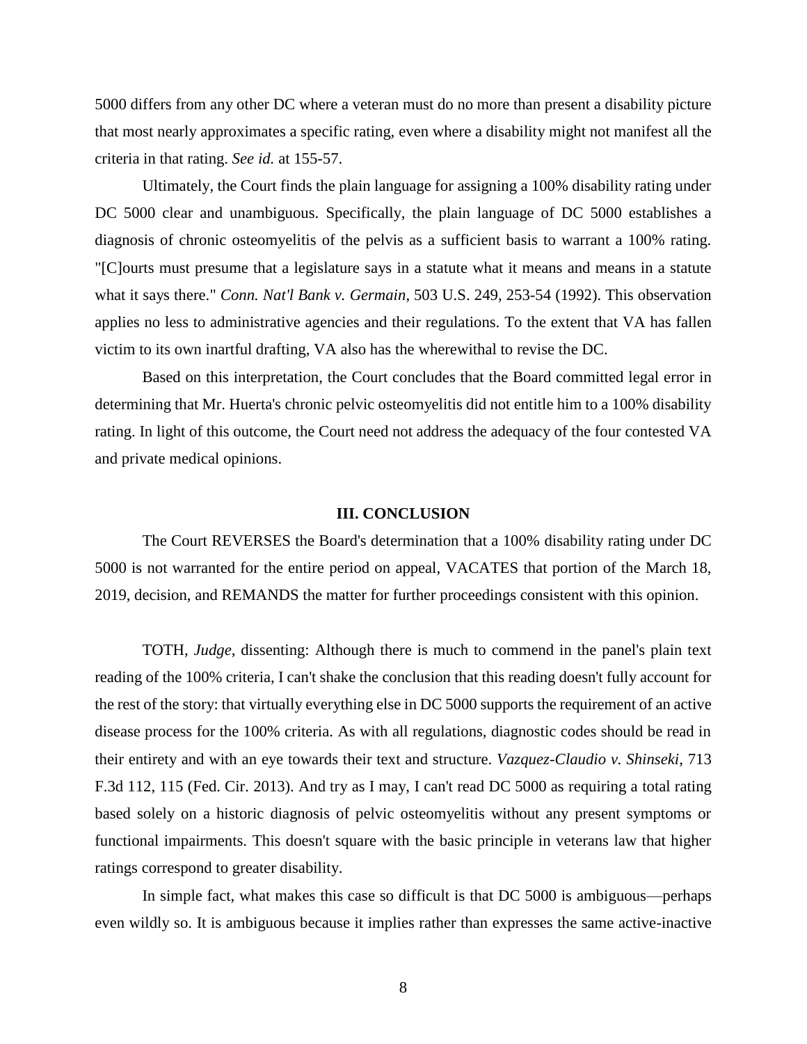5000 differs from any other DC where a veteran must do no more than present a disability picture that most nearly approximates a specific rating, even where a disability might not manifest all the criteria in that rating. *See id.* at 155-57.

Ultimately, the Court finds the plain language for assigning a 100% disability rating under DC 5000 clear and unambiguous. Specifically, the plain language of DC 5000 establishes a diagnosis of chronic osteomyelitis of the pelvis as a sufficient basis to warrant a 100% rating. "[C]ourts must presume that a legislature says in a statute what it means and means in a statute what it says there." *Conn. Nat'l Bank v. Germain*, 503 U.S. 249, 253-54 (1992). This observation applies no less to administrative agencies and their regulations. To the extent that VA has fallen victim to its own inartful drafting, VA also has the wherewithal to revise the DC.

Based on this interpretation, the Court concludes that the Board committed legal error in determining that Mr. Huerta's chronic pelvic osteomyelitis did not entitle him to a 100% disability rating. In light of this outcome, the Court need not address the adequacy of the four contested VA and private medical opinions.

## III. CONCLUSION

The Court REVERSES the Board's determination that a 100% disability rating under DC 5000 is not warranted for the entire period on appeal, VACATES that portion of the March 18, 2019, decision, and REMANDS the matter for further proceedings consistent with this opinion.

TOTH, *Judge*, dissenting: Although there is much to commend in the panel's plain text reading of the 100% criteria, I can't shake the conclusion that this reading doesn't fully account for the rest of the story: that virtually everything else in DC 5000 supports the requirement of an active disease process for the 100% criteria. As with all regulations, diagnostic codes should be read in their entirety and with an eye towards their text and structure. *Vazquez-Claudio v. Shinseki*, 713 F.3d 112, 115 (Fed. Cir. 2013). And try as I may, I can't read DC 5000 as requiring a total rating based solely on a historic diagnosis of pelvic osteomyelitis without any present symptoms or functional impairments. This doesn't square with the basic principle in veterans law that higher ratings correspond to greater disability.

In simple fact, what makes this case so difficult is that DC 5000 is ambiguous—perhaps even wildly so. It is ambiguous because it implies rather than expresses the same active-inactive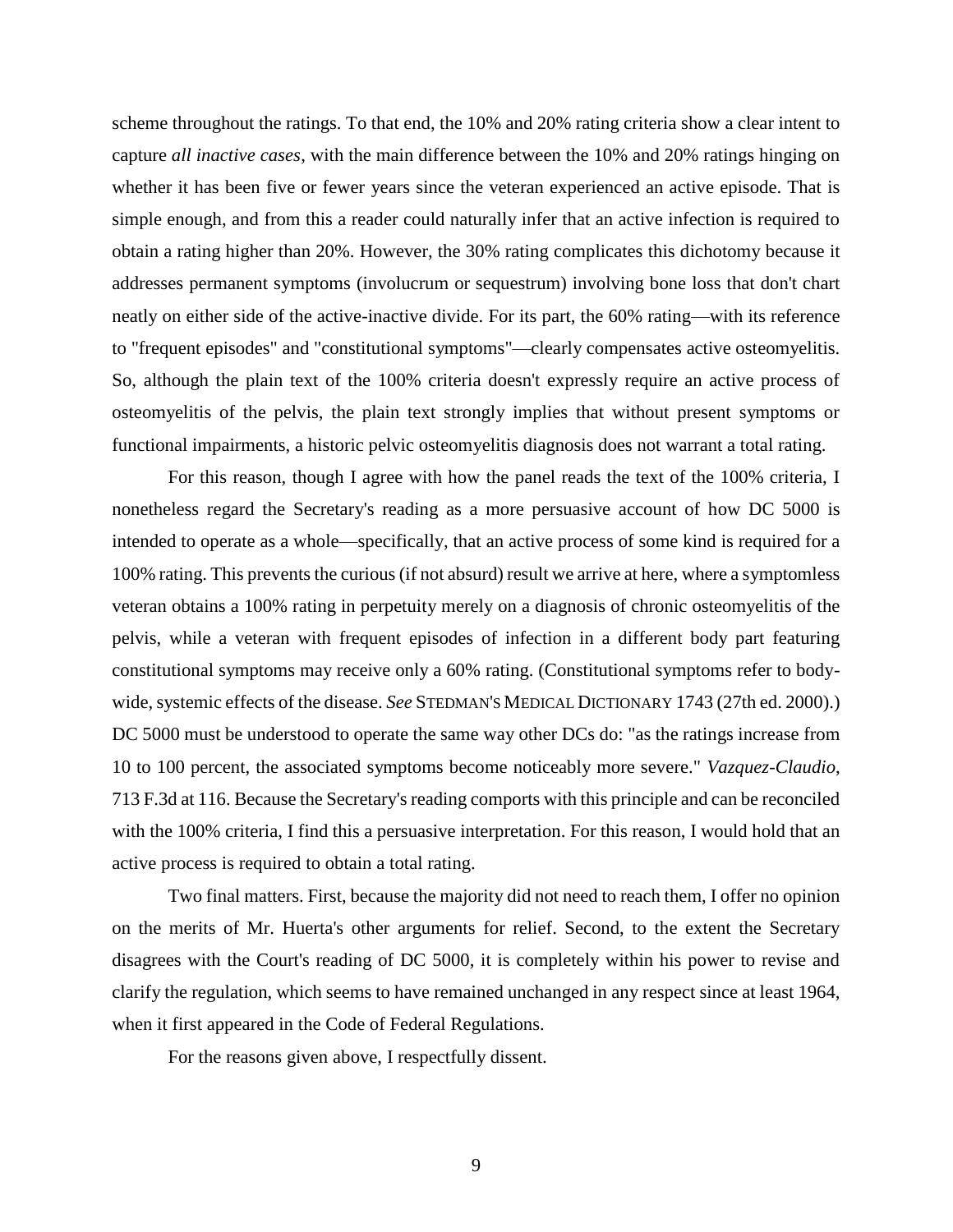scheme throughout the ratings. To that end, the 10% and 20% rating criteria show a clear intent to capture *all inactive cases*, with the main difference between the 10% and 20% ratings hinging on whether it has been five or fewer years since the veteran experienced an active episode. That is simple enough, and from this a reader could naturally infer that an active infection is required to obtain a rating higher than 20%. However, the 30% rating complicates this dichotomy because it addresses permanent symptoms (involucrum or sequestrum) involving bone loss that don't chart neatly on either side of the active-inactive divide. For its part, the 60% rating—with its reference to "frequent episodes" and "constitutional symptoms"—clearly compensates active osteomyelitis. So, although the plain text of the 100% criteria doesn't expressly require an active process of osteomyelitis of the pelvis, the plain text strongly implies that without present symptoms or functional impairments, a historic pelvic osteomyelitis diagnosis does not warrant a total rating.

For this reason, though I agree with how the panel reads the text of the 100% criteria, I nonetheless regard the Secretary's reading as a more persuasive account of how DC 5000 is intended to operate as a whole—specifically, that an active process of some kind is required for a 100% rating. This prevents the curious (if not absurd) result we arrive at here, where a symptomless veteran obtains a 100% rating in perpetuity merely on a diagnosis of chronic osteomyelitis of the pelvis, while a veteran with frequent episodes of infection in a different body part featuring constitutional symptoms may receive only a 60% rating. (Constitutional symptoms refer to body-wide, systemic effects of the disease. *See* STEDMAN'S MEDICAL DICTIONARY 1743 (27th ed. 2000).) DC 5000 must be understood to operate the same way other DCs do: "as the ratings increase from 10 to 100 percent, the associated symptoms become noticeably more severe." *Vazquez-Claudio*, 713 F.3d at 116. Because the Secretary's reading comports with this principle and can be reconciled with the 100% criteria, I find this a persuasive interpretation. For this reason, I would hold that an active process is required to obtain a total rating.

Two final matters. First, because the majority did not need to reach them, I offer no opinion on the merits of Mr. Huerta's other arguments for relief. Second, to the extent the Secretary disagrees with the Court's reading of DC 5000, it is completely within his power to revise and clarify the regulation, which seems to have remained unchanged in any respect since at least 1964, when it first appeared in the Code of Federal Regulations.

For the reasons given above, I respectfully dissent.